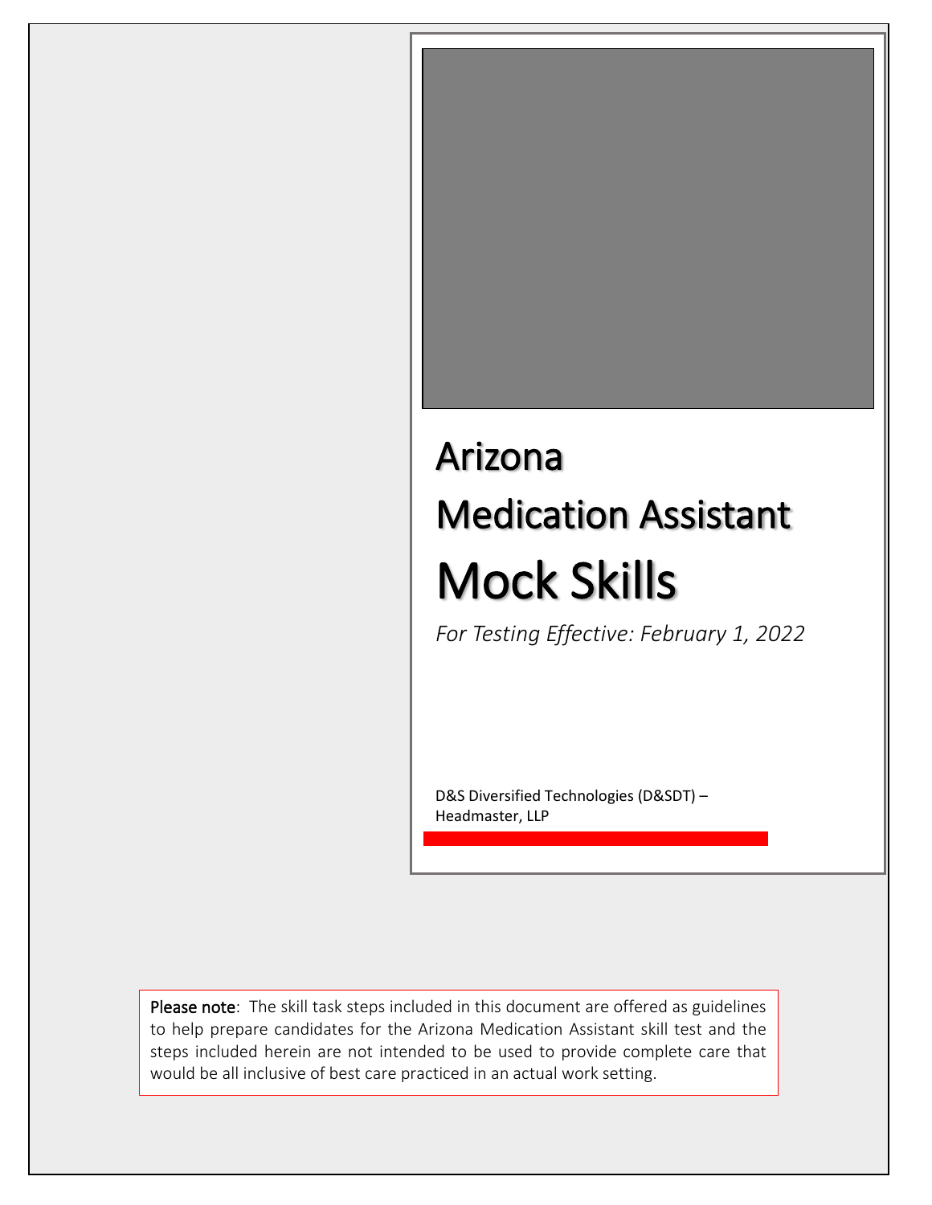# Arizona

# Medication Assistant

# Mock Skills

*For Testing Effective: February 1, 2022*

D&S Diversified Technologies (D&SDT) – Headmaster, LLP

**Please note**: The skill task steps included in this document are offered as guidelines to help prepare candidates for the Arizona Medication Assistant skill test and the steps included herein are not intended to be used to provide complete care that would be all inclusive of best care practiced in an actual work setting.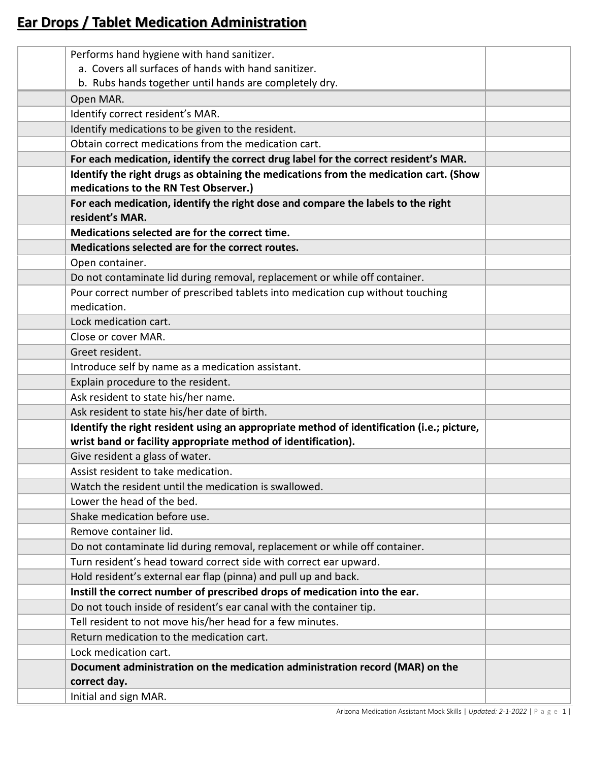# Ear Drops / Tablet Medication Administration

| | | |
|---|---|---|
| | Performs hand hygiene with hand sanitizer.<br>a. Covers all surfaces of hands with hand sanitizer.<br>b. Rubs hands together until hands are completely dry. | |
| | Open MAR. | |
| | Identify correct resident's MAR. | |
| | Identify medications to be given to the resident. | |
| | Obtain correct medications from the medication cart. | |
| | **For each medication, identify the correct drug label for the correct resident's MAR.** | |
| | **Identify the right drugs as obtaining the medications from the medication cart. (Show medications to the RN Test Observer.)** | |
| | **For each medication, identify the right dose and compare the labels to the right resident's MAR.** | |
| | **Medications selected are for the correct time.** | |
| | **Medications selected are for the correct routes.** | |
| | Open container. | |
| | Do not contaminate lid during removal, replacement or while off container. | |
| | Pour correct number of prescribed tablets into medication cup without touching medication. | |
| | Lock medication cart. | |
| | Close or cover MAR. | |
| | Greet resident. | |
| | Introduce self by name as a medication assistant. | |
| | Explain procedure to the resident. | |
| | Ask resident to state his/her name. | |
| | Ask resident to state his/her date of birth. | |
| | **Identify the right resident using an appropriate method of identification (i.e.; picture, wrist band or facility appropriate method of identification).** | |
| | Give resident a glass of water. | |
| | Assist resident to take medication. | |
| | Watch the resident until the medication is swallowed. | |
| | Lower the head of the bed. | |
| | Shake medication before use. | |
| | Remove container lid. | |
| | Do not contaminate lid during removal, replacement or while off container. | |
| | Turn resident's head toward correct side with correct ear upward. | |
| | Hold resident's external ear flap (pinna) and pull up and back. | |
| | **Instill the correct number of prescribed drops of medication into the ear.** | |
| | Do not touch inside of resident's ear canal with the container tip. | |
| | Tell resident to not move his/her head for a few minutes. | |
| | Return medication to the medication cart. | |
| | Lock medication cart. | |
| | **Document administration on the medication administration record (MAR) on the correct day.** | |
| | Initial and sign MAR. | |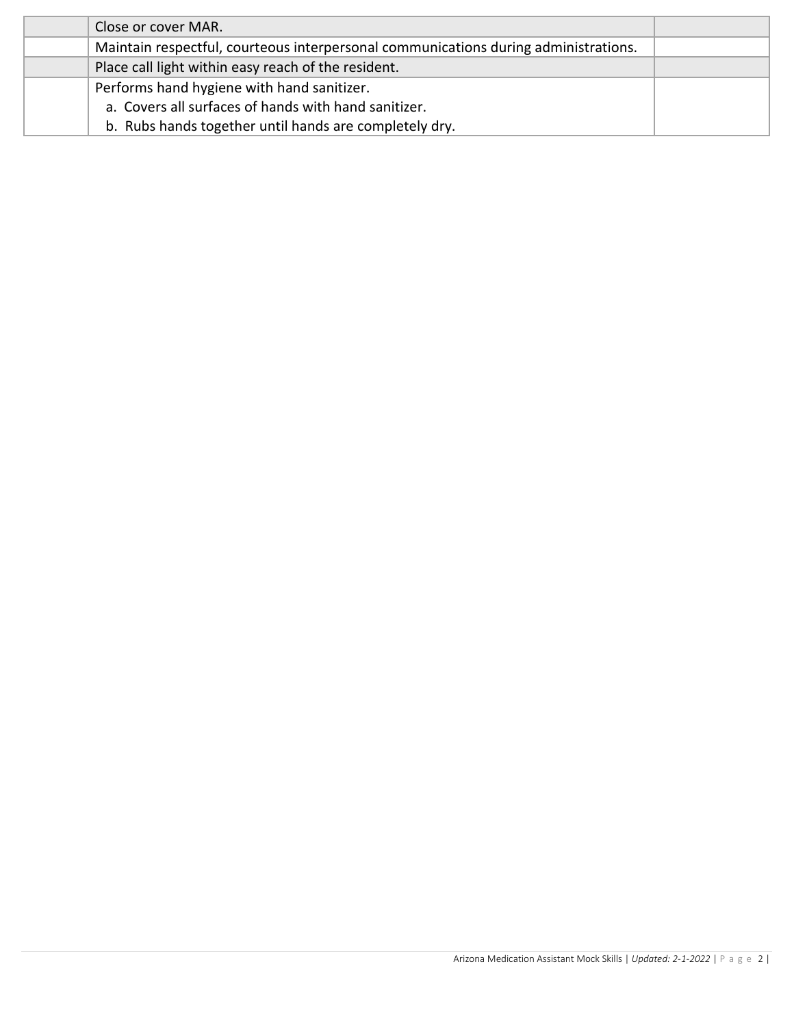| | | |
|---|---|---|
| | Close or cover MAR. | |
| | Maintain respectful, courteous interpersonal communications during administrations. | |
| | Place call light within easy reach of the resident. | |
| | Performs hand hygiene with hand sanitizer.<br>a. Covers all surfaces of hands with hand sanitizer.<br>b. Rubs hands together until hands are completely dry. | |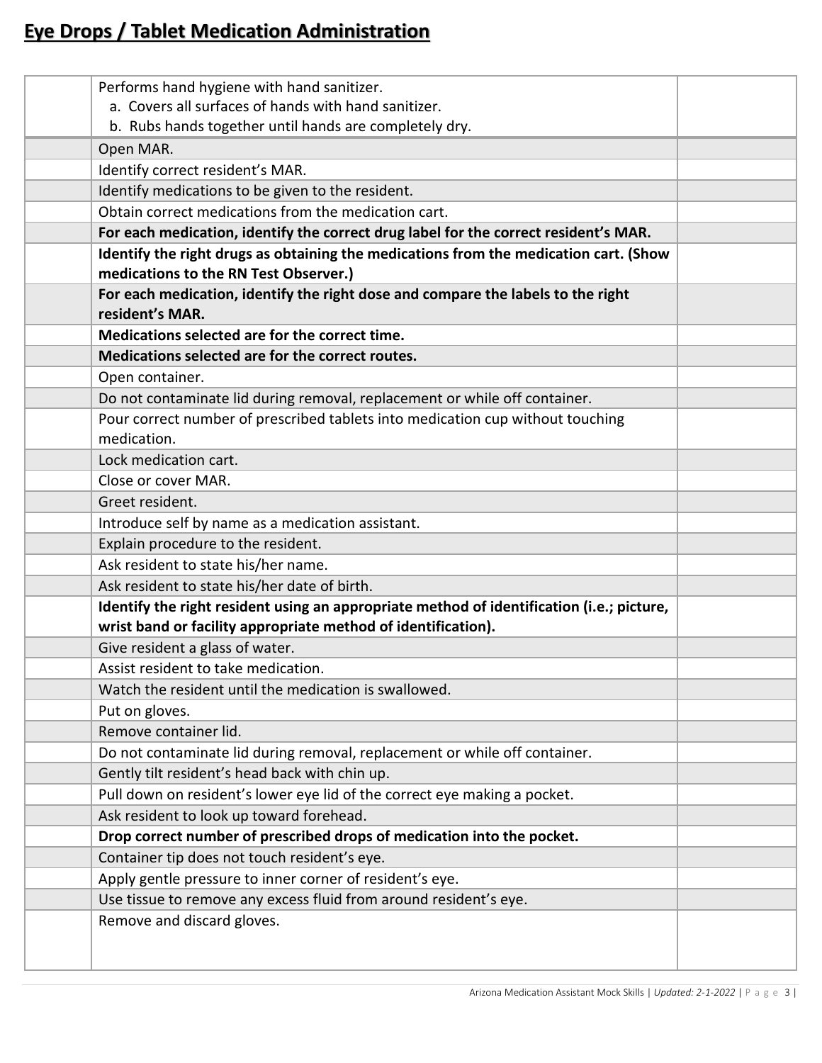# Eye Drops / Tablet Medication Administration

| | | |
|---|---|---|
| | Performs hand hygiene with hand sanitizer.<br>a. Covers all surfaces of hands with hand sanitizer.<br>b. Rubs hands together until hands are completely dry. | |
| | Open MAR. | |
| | Identify correct resident's MAR. | |
| | Identify medications to be given to the resident. | |
| | Obtain correct medications from the medication cart. | |
| | **For each medication, identify the correct drug label for the correct resident's MAR.** | |
| | **Identify the right drugs as obtaining the medications from the medication cart. (Show medications to the RN Test Observer.)** | |
| | **For each medication, identify the right dose and compare the labels to the right resident's MAR.** | |
| | **Medications selected are for the correct time.** | |
| | **Medications selected are for the correct routes.** | |
| | Open container. | |
| | Do not contaminate lid during removal, replacement or while off container. | |
| | Pour correct number of prescribed tablets into medication cup without touching medication. | |
| | Lock medication cart. | |
| | Close or cover MAR. | |
| | Greet resident. | |
| | Introduce self by name as a medication assistant. | |
| | Explain procedure to the resident. | |
| | Ask resident to state his/her name. | |
| | Ask resident to state his/her date of birth. | |
| | **Identify the right resident using an appropriate method of identification (i.e.; picture, wrist band or facility appropriate method of identification).** | |
| | Give resident a glass of water. | |
| | Assist resident to take medication. | |
| | Watch the resident until the medication is swallowed. | |
| | Put on gloves. | |
| | Remove container lid. | |
| | Do not contaminate lid during removal, replacement or while off container. | |
| | Gently tilt resident's head back with chin up. | |
| | Pull down on resident's lower eye lid of the correct eye making a pocket. | |
| | Ask resident to look up toward forehead. | |
| | **Drop correct number of prescribed drops of medication into the pocket.** | |
| | Container tip does not touch resident's eye. | |
| | Apply gentle pressure to inner corner of resident's eye. | |
| | Use tissue to remove any excess fluid from around resident's eye. | |
| | Remove and discard gloves. | |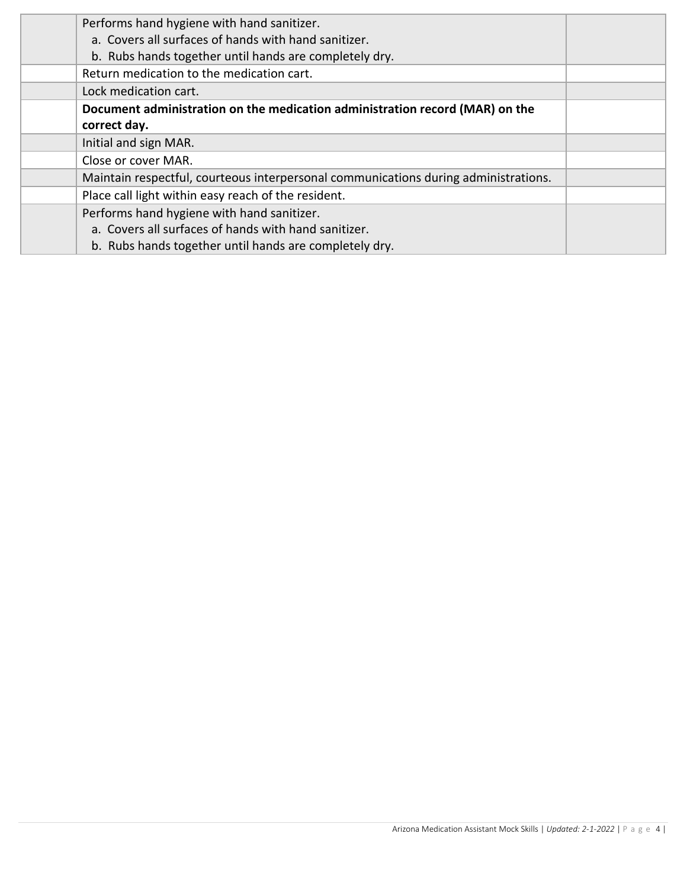| | | |
|---|---|---|
| | Performs hand hygiene with hand sanitizer.<br>a. Covers all surfaces of hands with hand sanitizer.<br>b. Rubs hands together until hands are completely dry. | |
| | Return medication to the medication cart. | |
| | Lock medication cart. | |
| | **Document administration on the medication administration record (MAR) on the correct day.** | |
| | Initial and sign MAR. | |
| | Close or cover MAR. | |
| | Maintain respectful, courteous interpersonal communications during administrations. | |
| | Place call light within easy reach of the resident. | |
| | Performs hand hygiene with hand sanitizer.<br>a. Covers all surfaces of hands with hand sanitizer.<br>b. Rubs hands together until hands are completely dry. | |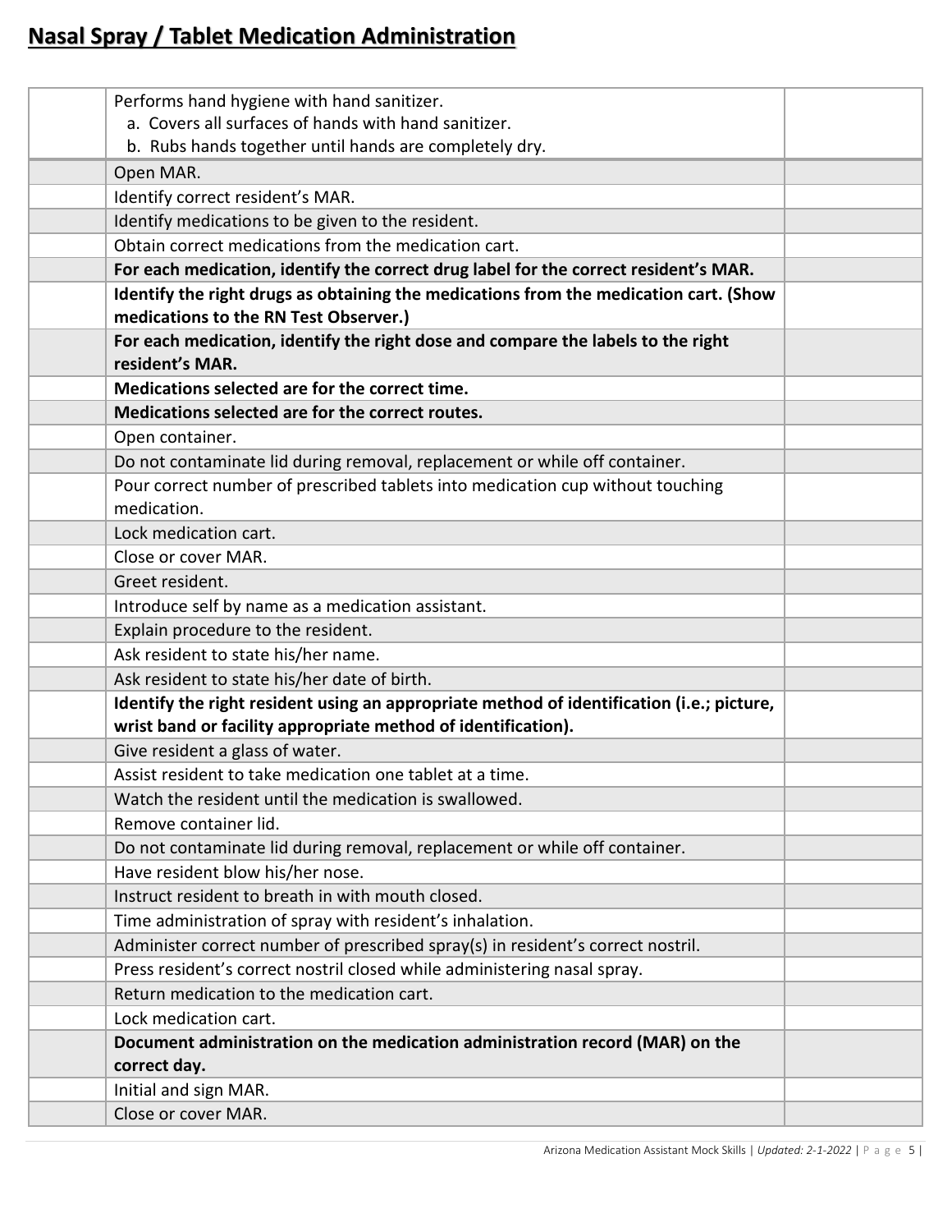# Nasal Spray / Tablet Medication Administration

| | | |
|---|---|---|
| | Performs hand hygiene with hand sanitizer.<br>a. Covers all surfaces of hands with hand sanitizer.<br>b. Rubs hands together until hands are completely dry. | |
| | Open MAR. | |
| | Identify correct resident's MAR. | |
| | Identify medications to be given to the resident. | |
| | Obtain correct medications from the medication cart. | |
| | **For each medication, identify the correct drug label for the correct resident's MAR.** | |
| | **Identify the right drugs as obtaining the medications from the medication cart. (Show medications to the RN Test Observer.)** | |
| | **For each medication, identify the right dose and compare the labels to the right resident's MAR.** | |
| | **Medications selected are for the correct time.** | |
| | **Medications selected are for the correct routes.** | |
| | Open container. | |
| | Do not contaminate lid during removal, replacement or while off container. | |
| | Pour correct number of prescribed tablets into medication cup without touching medication. | |
| | Lock medication cart. | |
| | Close or cover MAR. | |
| | Greet resident. | |
| | Introduce self by name as a medication assistant. | |
| | Explain procedure to the resident. | |
| | Ask resident to state his/her name. | |
| | Ask resident to state his/her date of birth. | |
| | **Identify the right resident using an appropriate method of identification (i.e.; picture, wrist band or facility appropriate method of identification).** | |
| | Give resident a glass of water. | |
| | Assist resident to take medication one tablet at a time. | |
| | Watch the resident until the medication is swallowed. | |
| | Remove container lid. | |
| | Do not contaminate lid during removal, replacement or while off container. | |
| | Have resident blow his/her nose. | |
| | Instruct resident to breath in with mouth closed. | |
| | Time administration of spray with resident's inhalation. | |
| | Administer correct number of prescribed spray(s) in resident's correct nostril. | |
| | Press resident's correct nostril closed while administering nasal spray. | |
| | Return medication to the medication cart. | |
| | Lock medication cart. | |
| | **Document administration on the medication administration record (MAR) on the correct day.** | |
| | Initial and sign MAR. | |
| | Close or cover MAR. | |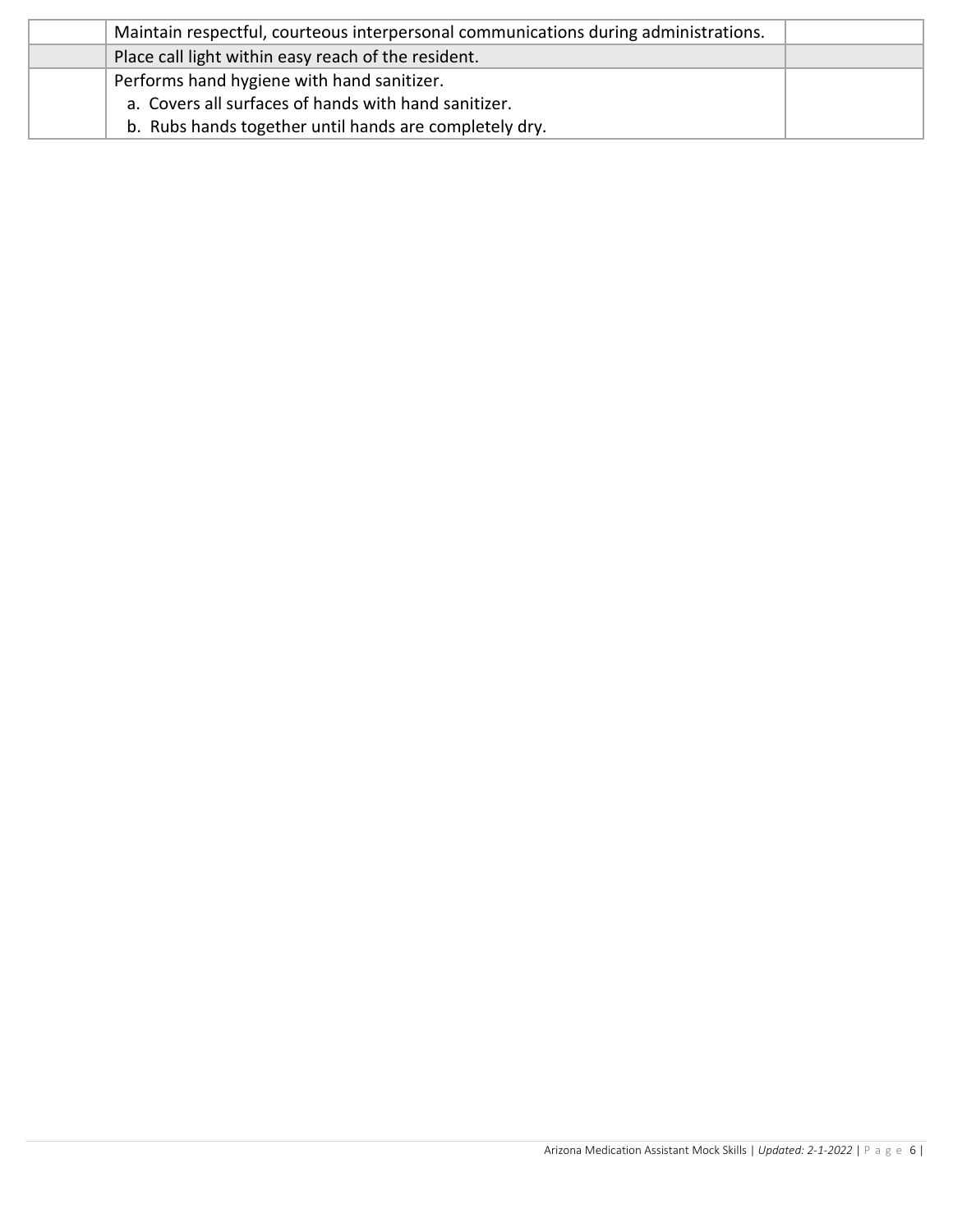| | | |
|---|---|---|
| | Maintain respectful, courteous interpersonal communications during administrations. | |
| | Place call light within easy reach of the resident. | |
| | Performs hand hygiene with hand sanitizer.<br>a. Covers all surfaces of hands with hand sanitizer.<br>b. Rubs hands together until hands are completely dry. | |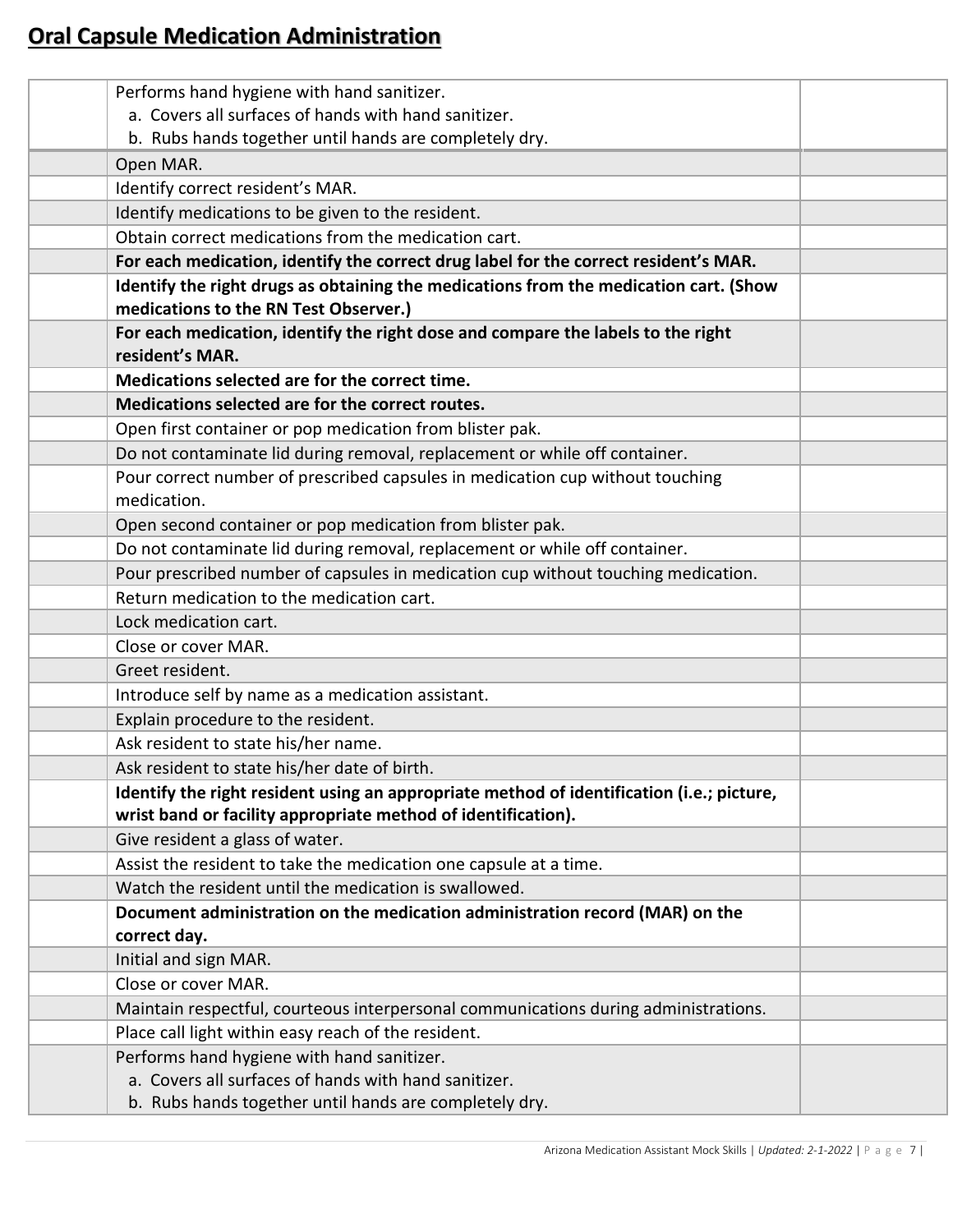# **Oral Capsule Medication Administration**

| | | |
|---|---|---|
| | Performs hand hygiene with hand sanitizer.<br>a. Covers all surfaces of hands with hand sanitizer.<br>b. Rubs hands together until hands are completely dry. | |
| | Open MAR. | |
| | Identify correct resident's MAR. | |
| | Identify medications to be given to the resident. | |
| | Obtain correct medications from the medication cart. | |
| | **For each medication, identify the correct drug label for the correct resident's MAR.** | |
| | **Identify the right drugs as obtaining the medications from the medication cart. (Show medications to the RN Test Observer.)** | |
| | **For each medication, identify the right dose and compare the labels to the right resident's MAR.** | |
| | **Medications selected are for the correct time.** | |
| | **Medications selected are for the correct routes.** | |
| | Open first container or pop medication from blister pak. | |
| | Do not contaminate lid during removal, replacement or while off container. | |
| | Pour correct number of prescribed capsules in medication cup without touching medication. | |
| | Open second container or pop medication from blister pak. | |
| | Do not contaminate lid during removal, replacement or while off container. | |
| | Pour prescribed number of capsules in medication cup without touching medication. | |
| | Return medication to the medication cart. | |
| | Lock medication cart. | |
| | Close or cover MAR. | |
| | Greet resident. | |
| | Introduce self by name as a medication assistant. | |
| | Explain procedure to the resident. | |
| | Ask resident to state his/her name. | |
| | Ask resident to state his/her date of birth. | |
| | **Identify the right resident using an appropriate method of identification (i.e.; picture, wrist band or facility appropriate method of identification).** | |
| | Give resident a glass of water. | |
| | Assist the resident to take the medication one capsule at a time. | |
| | Watch the resident until the medication is swallowed. | |
| | **Document administration on the medication administration record (MAR) on the correct day.** | |
| | Initial and sign MAR. | |
| | Close or cover MAR. | |
| | Maintain respectful, courteous interpersonal communications during administrations. | |
| | Place call light within easy reach of the resident. | |
| | Performs hand hygiene with hand sanitizer.<br>a. Covers all surfaces of hands with hand sanitizer.<br>b. Rubs hands together until hands are completely dry. | |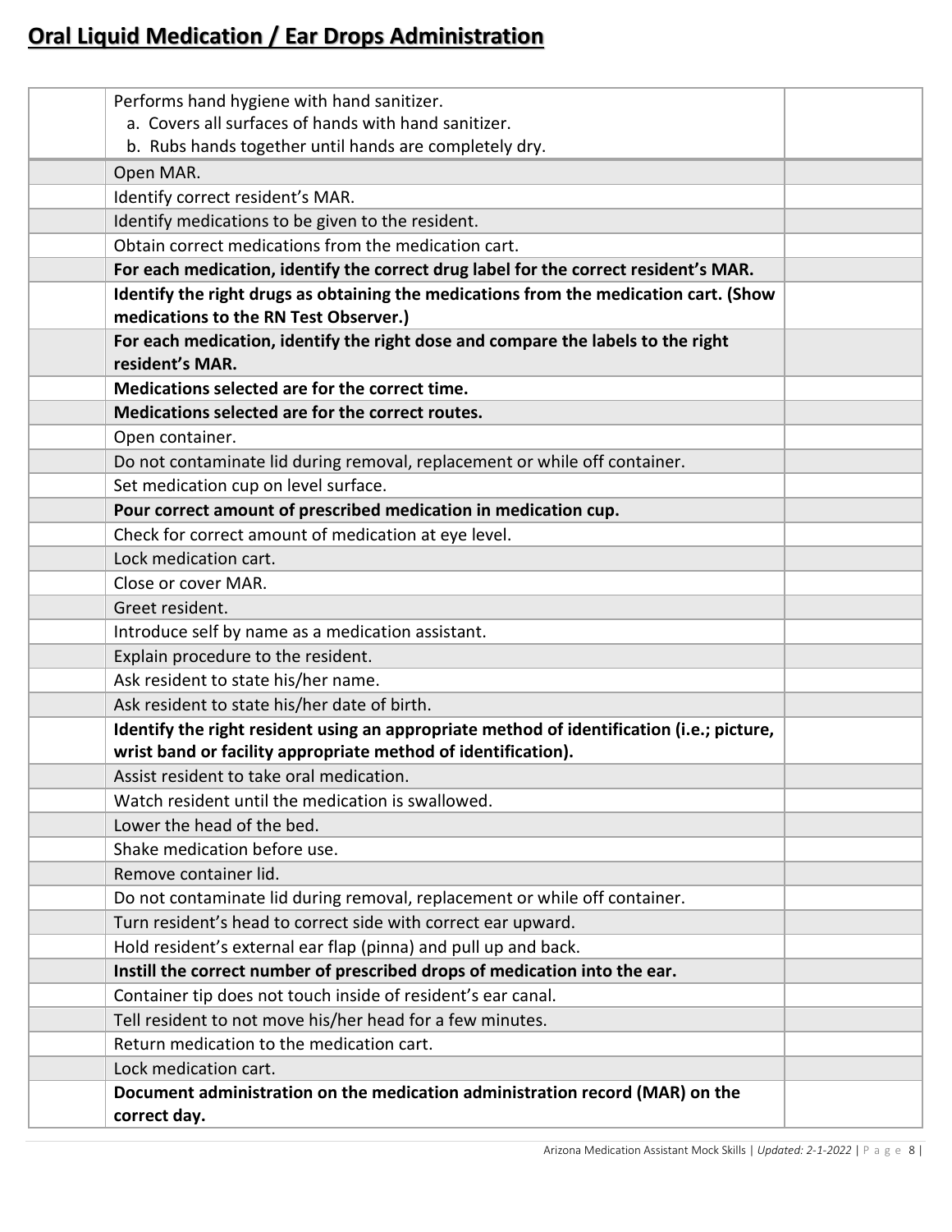# Oral Liquid Medication / Ear Drops Administration

| | | |
|---|---|---|
| | Performs hand hygiene with hand sanitizer.<br>a. Covers all surfaces of hands with hand sanitizer.<br>b. Rubs hands together until hands are completely dry. | |
| | Open MAR. | |
| | Identify correct resident's MAR. | |
| | Identify medications to be given to the resident. | |
| | Obtain correct medications from the medication cart. | |
| | **For each medication, identify the correct drug label for the correct resident's MAR.** | |
| | **Identify the right drugs as obtaining the medications from the medication cart. (Show medications to the RN Test Observer.)** | |
| | **For each medication, identify the right dose and compare the labels to the right resident's MAR.** | |
| | **Medications selected are for the correct time.** | |
| | **Medications selected are for the correct routes.** | |
| | Open container. | |
| | Do not contaminate lid during removal, replacement or while off container. | |
| | Set medication cup on level surface. | |
| | **Pour correct amount of prescribed medication in medication cup.** | |
| | Check for correct amount of medication at eye level. | |
| | Lock medication cart. | |
| | Close or cover MAR. | |
| | Greet resident. | |
| | Introduce self by name as a medication assistant. | |
| | Explain procedure to the resident. | |
| | Ask resident to state his/her name. | |
| | Ask resident to state his/her date of birth. | |
| | **Identify the right resident using an appropriate method of identification (i.e.; picture, wrist band or facility appropriate method of identification).** | |
| | Assist resident to take oral medication. | |
| | Watch resident until the medication is swallowed. | |
| | Lower the head of the bed. | |
| | Shake medication before use. | |
| | Remove container lid. | |
| | Do not contaminate lid during removal, replacement or while off container. | |
| | Turn resident's head to correct side with correct ear upward. | |
| | Hold resident's external ear flap (pinna) and pull up and back. | |
| | **Instill the correct number of prescribed drops of medication into the ear.** | |
| | Container tip does not touch inside of resident's ear canal. | |
| | Tell resident to not move his/her head for a few minutes. | |
| | Return medication to the medication cart. | |
| | Lock medication cart. | |
| | **Document administration on the medication administration record (MAR) on the correct day.** | |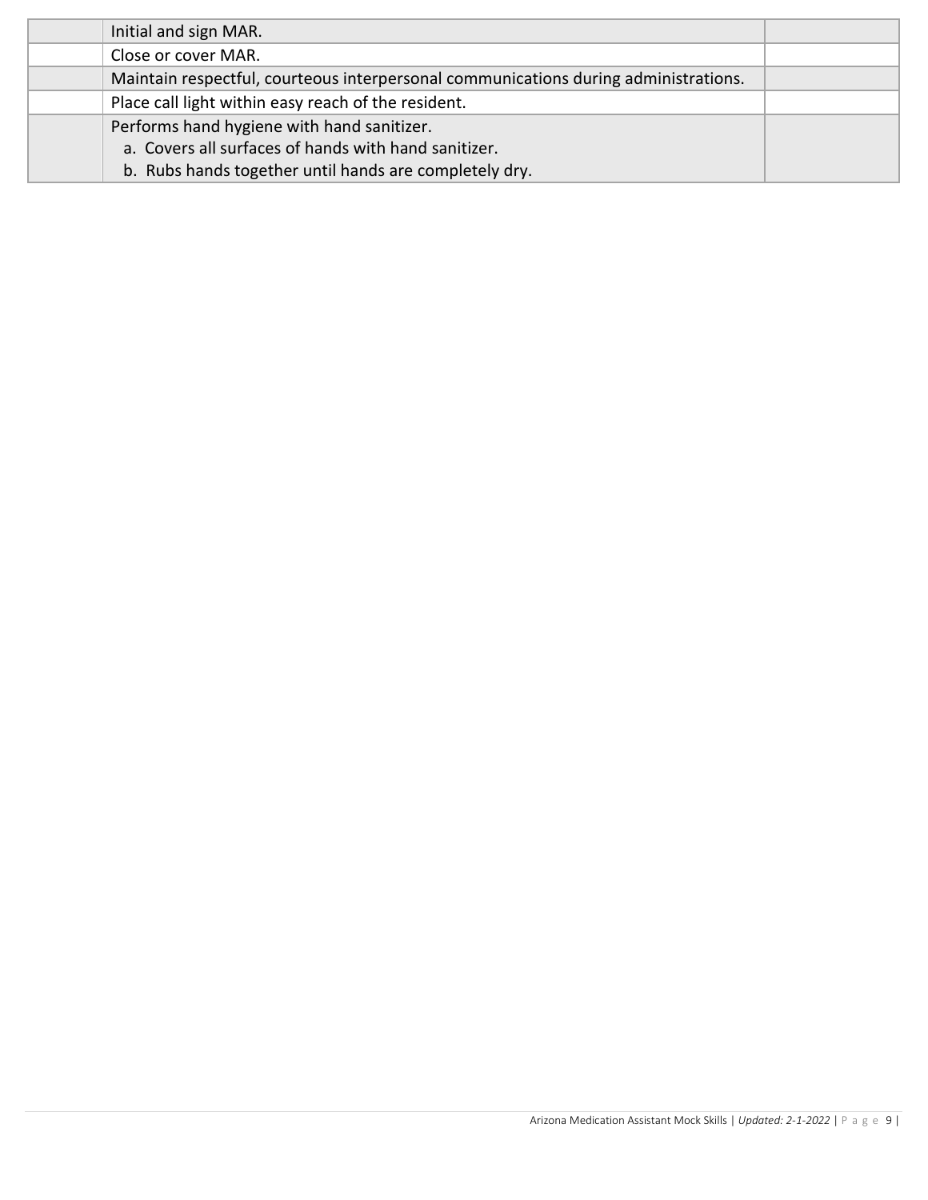| | | |
|---|---|---|
| | Initial and sign MAR. | |
| | Close or cover MAR. | |
| | Maintain respectful, courteous interpersonal communications during administrations. | |
| | Place call light within easy reach of the resident. | |
| | Performs hand hygiene with hand sanitizer.<br>a. Covers all surfaces of hands with hand sanitizer.<br>b. Rubs hands together until hands are completely dry. | |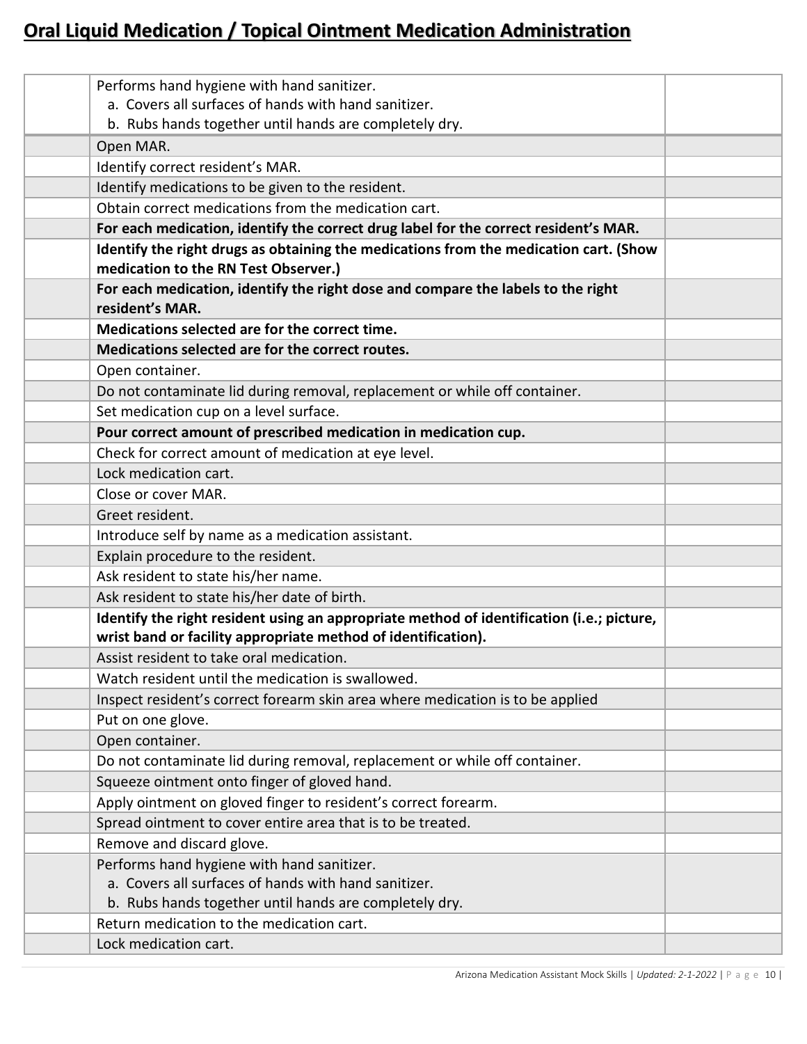# Oral Liquid Medication / Topical Ointment Medication Administration

| | | |
|---|---|---|
| | Performs hand hygiene with hand sanitizer.<br>a. Covers all surfaces of hands with hand sanitizer.<br>b. Rubs hands together until hands are completely dry. | |
| | Open MAR. | |
| | Identify correct resident's MAR. | |
| | Identify medications to be given to the resident. | |
| | Obtain correct medications from the medication cart. | |
| | **For each medication, identify the correct drug label for the correct resident's MAR.** | |
| | **Identify the right drugs as obtaining the medications from the medication cart. (Show medication to the RN Test Observer.)** | |
| | **For each medication, identify the right dose and compare the labels to the right resident's MAR.** | |
| | **Medications selected are for the correct time.** | |
| | **Medications selected are for the correct routes.** | |
| | Open container. | |
| | Do not contaminate lid during removal, replacement or while off container. | |
| | Set medication cup on a level surface. | |
| | **Pour correct amount of prescribed medication in medication cup.** | |
| | Check for correct amount of medication at eye level. | |
| | Lock medication cart. | |
| | Close or cover MAR. | |
| | Greet resident. | |
| | Introduce self by name as a medication assistant. | |
| | Explain procedure to the resident. | |
| | Ask resident to state his/her name. | |
| | Ask resident to state his/her date of birth. | |
| | **Identify the right resident using an appropriate method of identification (i.e.; picture, wrist band or facility appropriate method of identification).** | |
| | Assist resident to take oral medication. | |
| | Watch resident until the medication is swallowed. | |
| | Inspect resident's correct forearm skin area where medication is to be applied | |
| | Put on one glove. | |
| | Open container. | |
| | Do not contaminate lid during removal, replacement or while off container. | |
| | Squeeze ointment onto finger of gloved hand. | |
| | Apply ointment on gloved finger to resident's correct forearm. | |
| | Spread ointment to cover entire area that is to be treated. | |
| | Remove and discard glove. | |
| | Performs hand hygiene with hand sanitizer.<br>a. Covers all surfaces of hands with hand sanitizer.<br>b. Rubs hands together until hands are completely dry. | |
| | Return medication to the medication cart. | |
| | Lock medication cart. | |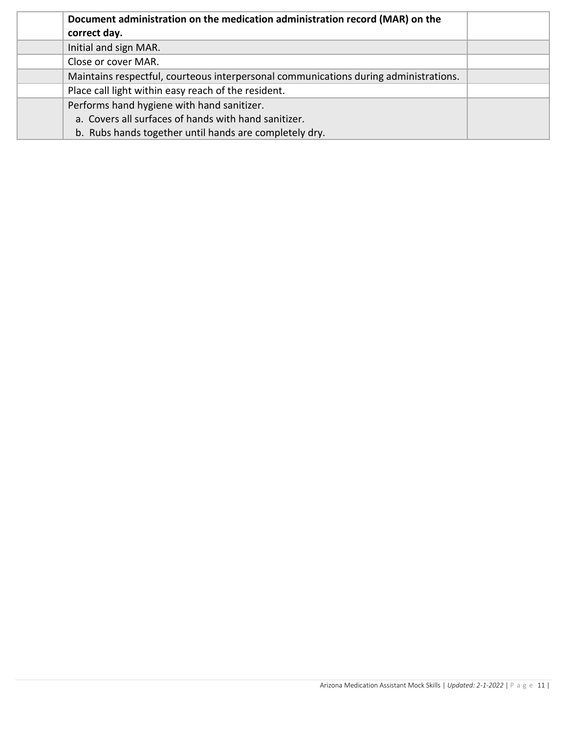| | | |
|---|---|---|
| | **Document administration on the medication administration record (MAR) on the correct day.** | |
| | Initial and sign MAR. | |
| | Close or cover MAR. | |
| | Maintains respectful, courteous interpersonal communications during administrations. | |
| | Place call light within easy reach of the resident. | |
| | Performs hand hygiene with hand sanitizer.<br>a. Covers all surfaces of hands with hand sanitizer.<br>b. Rubs hands together until hands are completely dry. | |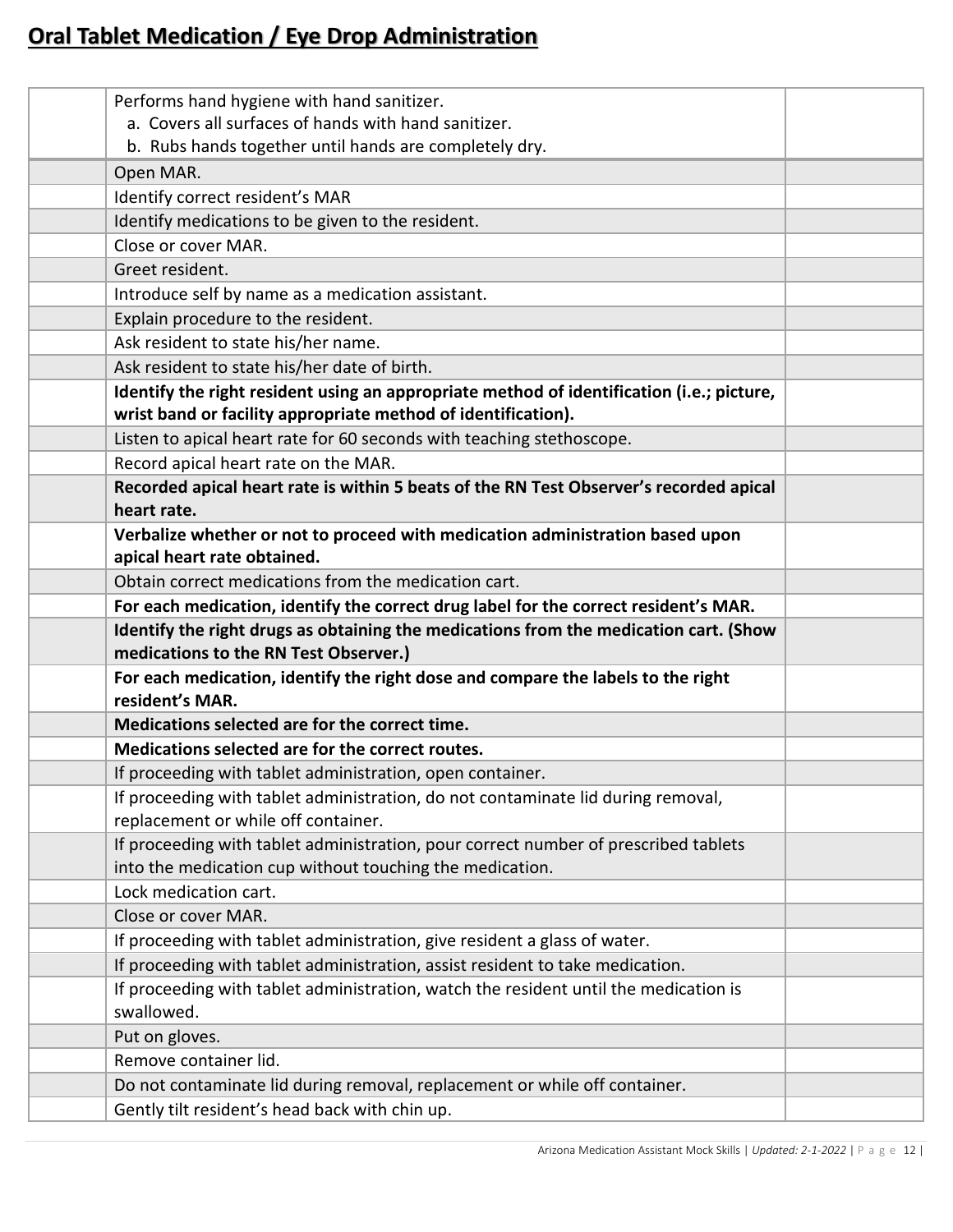# Oral Tablet Medication / Eye Drop Administration

| | | |
|---|---|---|
| | Performs hand hygiene with hand sanitizer.<br>a. Covers all surfaces of hands with hand sanitizer.<br>b. Rubs hands together until hands are completely dry. | |
| | Open MAR. | |
| | Identify correct resident's MAR | |
| | Identify medications to be given to the resident. | |
| | Close or cover MAR. | |
| | Greet resident. | |
| | Introduce self by name as a medication assistant. | |
| | Explain procedure to the resident. | |
| | Ask resident to state his/her name. | |
| | Ask resident to state his/her date of birth. | |
| | **Identify the right resident using an appropriate method of identification (i.e.; picture, wrist band or facility appropriate method of identification).** | |
| | Listen to apical heart rate for 60 seconds with teaching stethoscope. | |
| | Record apical heart rate on the MAR. | |
| | **Recorded apical heart rate is within 5 beats of the RN Test Observer's recorded apical heart rate.** | |
| | **Verbalize whether or not to proceed with medication administration based upon apical heart rate obtained.** | |
| | Obtain correct medications from the medication cart. | |
| | **For each medication, identify the correct drug label for the correct resident's MAR.** | |
| | **Identify the right drugs as obtaining the medications from the medication cart. (Show medications to the RN Test Observer.)** | |
| | **For each medication, identify the right dose and compare the labels to the right resident's MAR.** | |
| | **Medications selected are for the correct time.** | |
| | **Medications selected are for the correct routes.** | |
| | If proceeding with tablet administration, open container. | |
| | If proceeding with tablet administration, do not contaminate lid during removal, replacement or while off container. | |
| | If proceeding with tablet administration, pour correct number of prescribed tablets into the medication cup without touching the medication. | |
| | Lock medication cart. | |
| | Close or cover MAR. | |
| | If proceeding with tablet administration, give resident a glass of water. | |
| | If proceeding with tablet administration, assist resident to take medication. | |
| | If proceeding with tablet administration, watch the resident until the medication is swallowed. | |
| | Put on gloves. | |
| | Remove container lid. | |
| | Do not contaminate lid during removal, replacement or while off container. | |
| | Gently tilt resident's head back with chin up. | |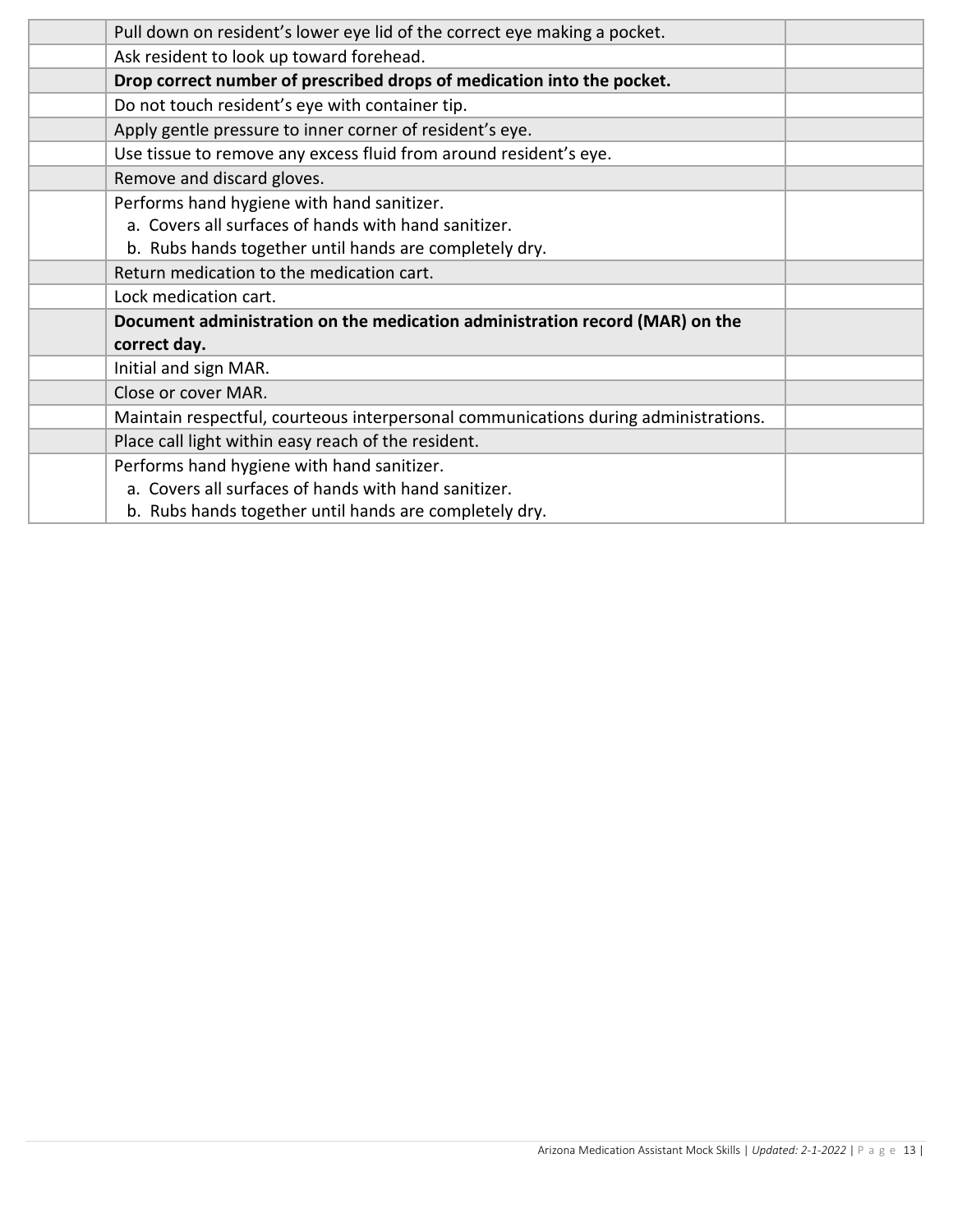| | | |
|---|---|---|
| | Pull down on resident's lower eye lid of the correct eye making a pocket. | |
| | Ask resident to look up toward forehead. | |
| | **Drop correct number of prescribed drops of medication into the pocket.** | |
| | Do not touch resident's eye with container tip. | |
| | Apply gentle pressure to inner corner of resident's eye. | |
| | Use tissue to remove any excess fluid from around resident's eye. | |
| | Remove and discard gloves. | |
| | Performs hand hygiene with hand sanitizer.<br>a. Covers all surfaces of hands with hand sanitizer.<br>b. Rubs hands together until hands are completely dry. | |
| | Return medication to the medication cart. | |
| | Lock medication cart. | |
| | **Document administration on the medication administration record (MAR) on the correct day.** | |
| | Initial and sign MAR. | |
| | Close or cover MAR. | |
| | Maintain respectful, courteous interpersonal communications during administrations. | |
| | Place call light within easy reach of the resident. | |
| | Performs hand hygiene with hand sanitizer.<br>a. Covers all surfaces of hands with hand sanitizer.<br>b. Rubs hands together until hands are completely dry. | |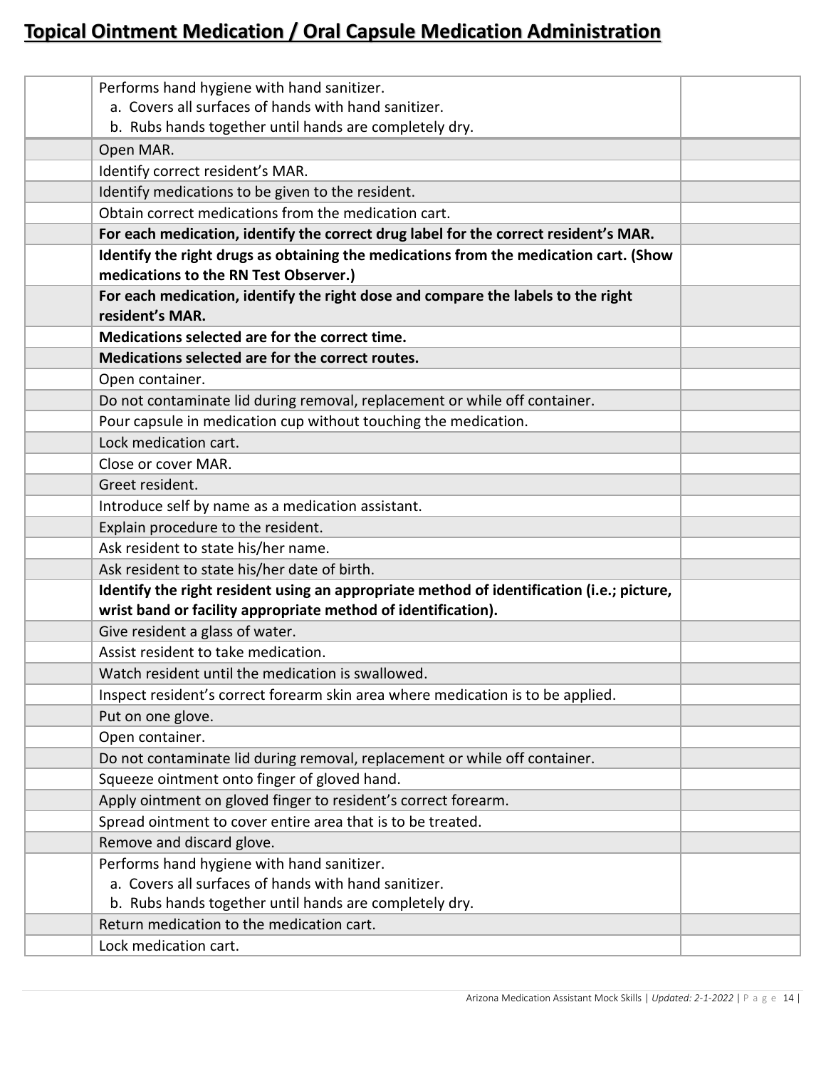# Topical Ointment Medication / Oral Capsule Medication Administration

| | | |
|---|---|---|
| | Performs hand hygiene with hand sanitizer.<br>a. Covers all surfaces of hands with hand sanitizer.<br>b. Rubs hands together until hands are completely dry. | |
| | Open MAR. | |
| | Identify correct resident's MAR. | |
| | Identify medications to be given to the resident. | |
| | Obtain correct medications from the medication cart. | |
| | **For each medication, identify the correct drug label for the correct resident's MAR.** | |
| | **Identify the right drugs as obtaining the medications from the medication cart. (Show medications to the RN Test Observer.)** | |
| | **For each medication, identify the right dose and compare the labels to the right resident's MAR.** | |
| | **Medications selected are for the correct time.** | |
| | **Medications selected are for the correct routes.** | |
| | Open container. | |
| | Do not contaminate lid during removal, replacement or while off container. | |
| | Pour capsule in medication cup without touching the medication. | |
| | Lock medication cart. | |
| | Close or cover MAR. | |
| | Greet resident. | |
| | Introduce self by name as a medication assistant. | |
| | Explain procedure to the resident. | |
| | Ask resident to state his/her name. | |
| | Ask resident to state his/her date of birth. | |
| | **Identify the right resident using an appropriate method of identification (i.e.; picture, wrist band or facility appropriate method of identification).** | |
| | Give resident a glass of water. | |
| | Assist resident to take medication. | |
| | Watch resident until the medication is swallowed. | |
| | Inspect resident's correct forearm skin area where medication is to be applied. | |
| | Put on one glove. | |
| | Open container. | |
| | Do not contaminate lid during removal, replacement or while off container. | |
| | Squeeze ointment onto finger of gloved hand. | |
| | Apply ointment on gloved finger to resident's correct forearm. | |
| | Spread ointment to cover entire area that is to be treated. | |
| | Remove and discard glove. | |
| | Performs hand hygiene with hand sanitizer.<br>a. Covers all surfaces of hands with hand sanitizer.<br>b. Rubs hands together until hands are completely dry. | |
| | Return medication to the medication cart. | |
| | Lock medication cart. | |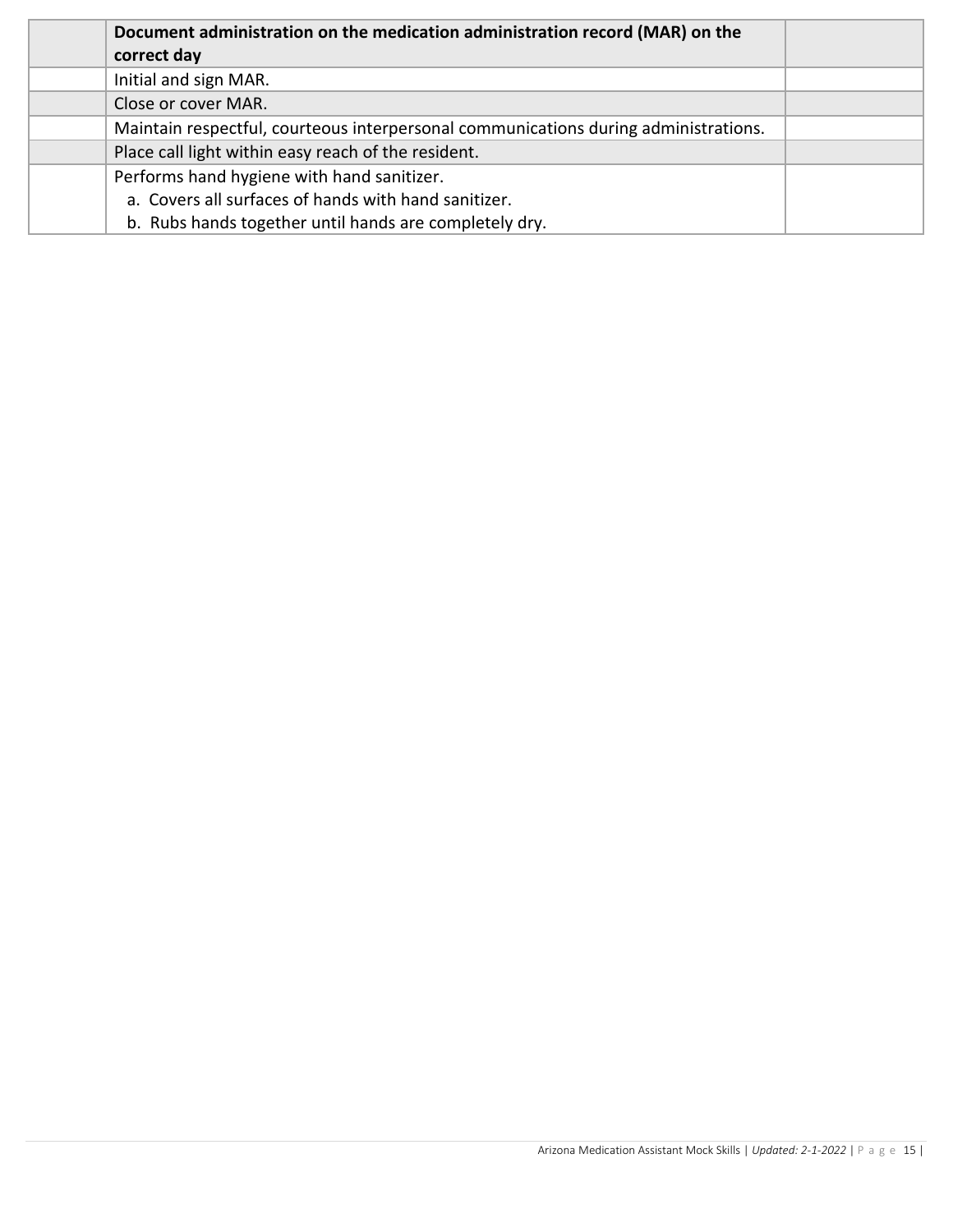| | | |
|---|---|---|
| | **Document administration on the medication administration record (MAR) on the correct day** | |
| | Initial and sign MAR. | |
| | Close or cover MAR. | |
| | Maintain respectful, courteous interpersonal communications during administrations. | |
| | Place call light within easy reach of the resident. | |
| | Performs hand hygiene with hand sanitizer.<br>a. Covers all surfaces of hands with hand sanitizer.<br>b. Rubs hands together until hands are completely dry. | |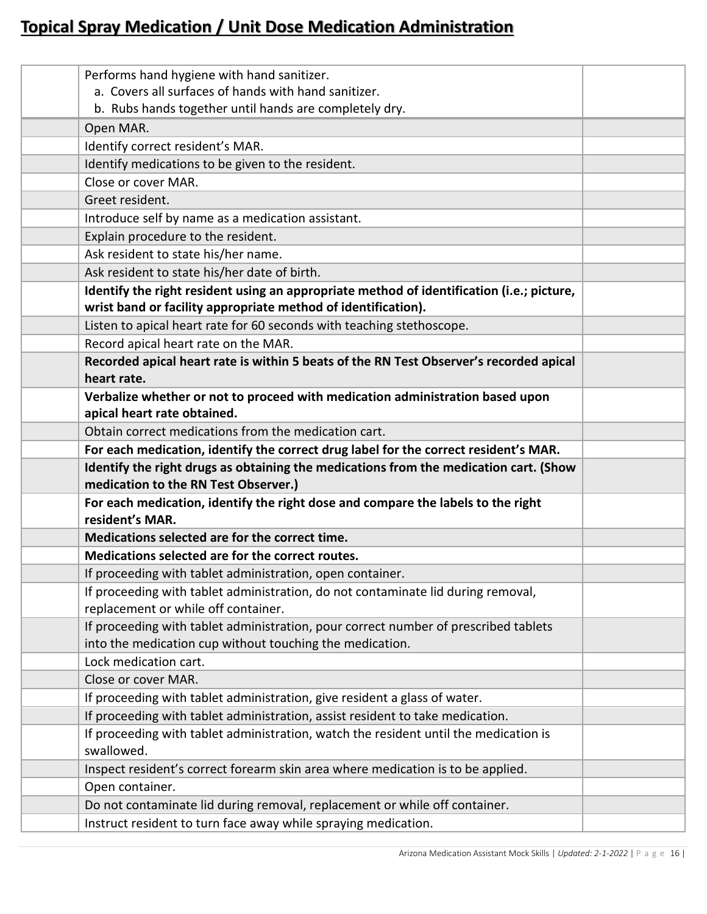# Topical Spray Medication / Unit Dose Medication Administration

| | | |
|---|---|---|
| | Performs hand hygiene with hand sanitizer.<br>a. Covers all surfaces of hands with hand sanitizer.<br>b. Rubs hands together until hands are completely dry. | |
| | Open MAR. | |
| | Identify correct resident's MAR. | |
| | Identify medications to be given to the resident. | |
| | Close or cover MAR. | |
| | Greet resident. | |
| | Introduce self by name as a medication assistant. | |
| | Explain procedure to the resident. | |
| | Ask resident to state his/her name. | |
| | Ask resident to state his/her date of birth. | |
| | **Identify the right resident using an appropriate method of identification (i.e.; picture, wrist band or facility appropriate method of identification).** | |
| | Listen to apical heart rate for 60 seconds with teaching stethoscope. | |
| | Record apical heart rate on the MAR. | |
| | **Recorded apical heart rate is within 5 beats of the RN Test Observer's recorded apical heart rate.** | |
| | **Verbalize whether or not to proceed with medication administration based upon apical heart rate obtained.** | |
| | Obtain correct medications from the medication cart. | |
| | **For each medication, identify the correct drug label for the correct resident's MAR.** | |
| | **Identify the right drugs as obtaining the medications from the medication cart. (Show medication to the RN Test Observer.)** | |
| | **For each medication, identify the right dose and compare the labels to the right resident's MAR.** | |
| | **Medications selected are for the correct time.** | |
| | **Medications selected are for the correct routes.** | |
| | If proceeding with tablet administration, open container. | |
| | If proceeding with tablet administration, do not contaminate lid during removal, replacement or while off container. | |
| | If proceeding with tablet administration, pour correct number of prescribed tablets into the medication cup without touching the medication. | |
| | Lock medication cart. | |
| | Close or cover MAR. | |
| | If proceeding with tablet administration, give resident a glass of water. | |
| | If proceeding with tablet administration, assist resident to take medication. | |
| | If proceeding with tablet administration, watch the resident until the medication is swallowed. | |
| | Inspect resident's correct forearm skin area where medication is to be applied. | |
| | Open container. | |
| | Do not contaminate lid during removal, replacement or while off container. | |
| | Instruct resident to turn face away while spraying medication. | |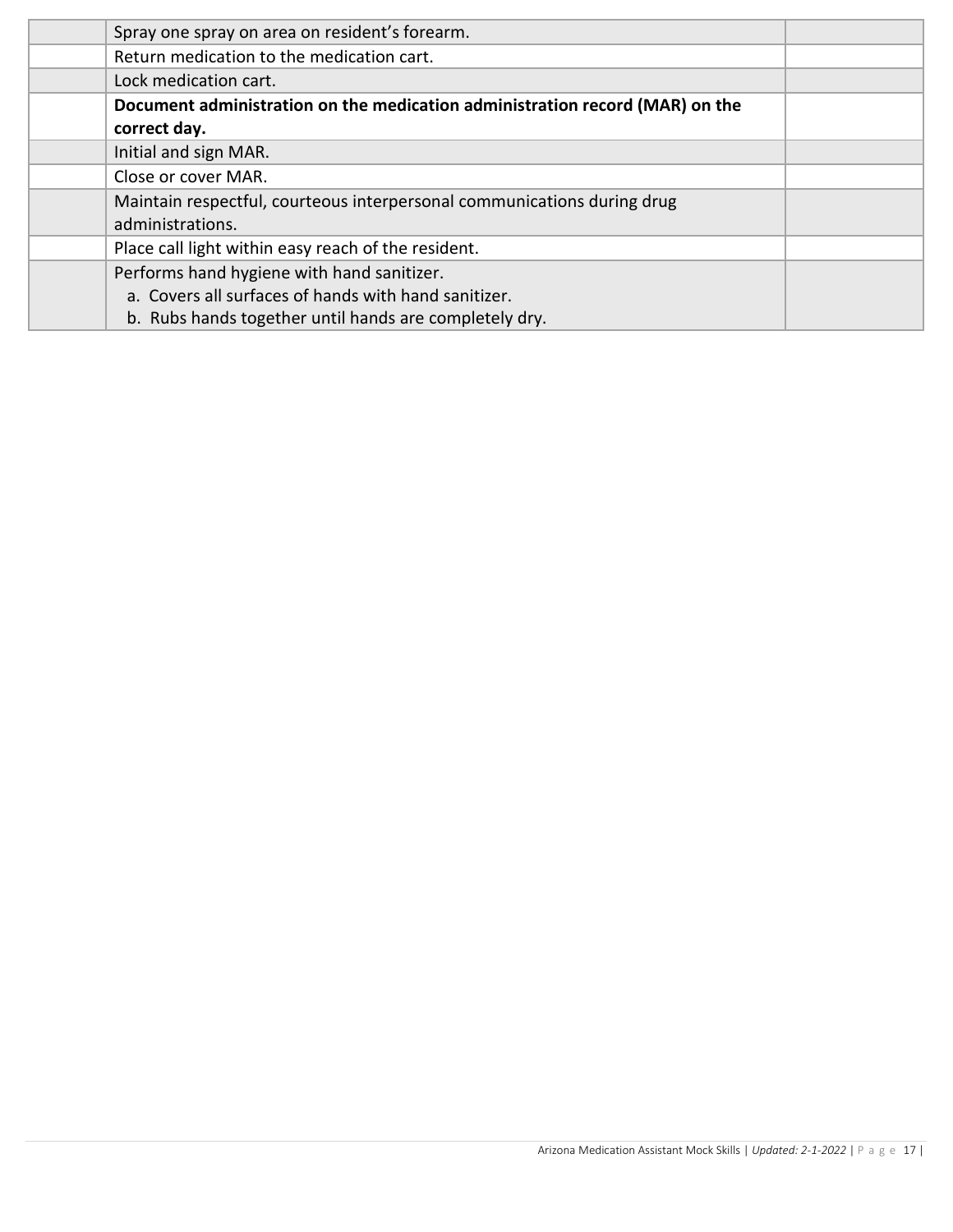| | | |
|---|---|---|
| | Spray one spray on area on resident's forearm. | |
| | Return medication to the medication cart. | |
| | Lock medication cart. | |
| | **Document administration on the medication administration record (MAR) on the correct day.** | |
| | Initial and sign MAR. | |
| | Close or cover MAR. | |
| | Maintain respectful, courteous interpersonal communications during drug administrations. | |
| | Place call light within easy reach of the resident. | |
| | Performs hand hygiene with hand sanitizer.<br>a. Covers all surfaces of hands with hand sanitizer.<br>b. Rubs hands together until hands are completely dry. | |